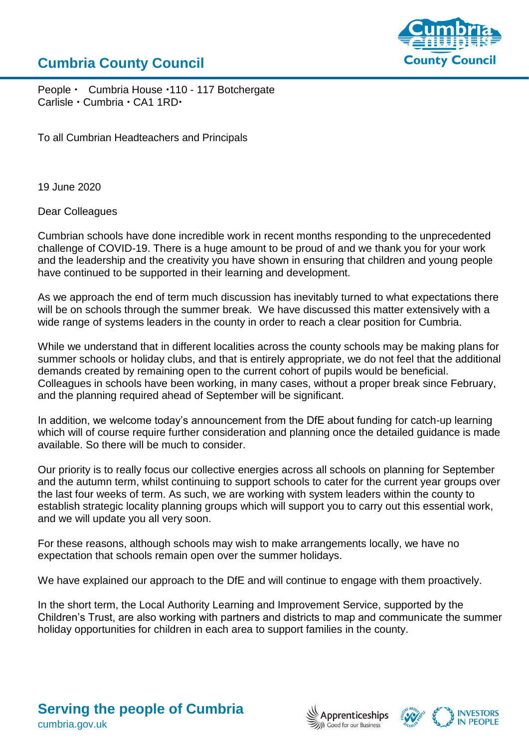# Cumbria County Council

People • Cumbria House •110 - 117 Botchergate
Carlisle • Cumbria • CA1 1RD•

To all Cumbrian Headteachers and Principals

19 June 2020

Dear Colleagues

Cumbrian schools have done incredible work in recent months responding to the unprecedented challenge of COVID-19. There is a huge amount to be proud of and we thank you for your work and the leadership and the creativity you have shown in ensuring that children and young people have continued to be supported in their learning and development.

As we approach the end of term much discussion has inevitably turned to what expectations there will be on schools through the summer break. We have discussed this matter extensively with a wide range of systems leaders in the county in order to reach a clear position for Cumbria.

While we understand that in different localities across the county schools may be making plans for summer schools or holiday clubs, and that is entirely appropriate, we do not feel that the additional demands created by remaining open to the current cohort of pupils would be beneficial. Colleagues in schools have been working, in many cases, without a proper break since February, and the planning required ahead of September will be significant.

In addition, we welcome today's announcement from the DfE about funding for catch-up learning which will of course require further consideration and planning once the detailed guidance is made available. So there will be much to consider.

Our priority is to really focus our collective energies across all schools on planning for September and the autumn term, whilst continuing to support schools to cater for the current year groups over the last four weeks of term. As such, we are working with system leaders within the county to establish strategic locality planning groups which will support you to carry out this essential work, and we will update you all very soon.

For these reasons, although schools may wish to make arrangements locally, we have no expectation that schools remain open over the summer holidays.

We have explained our approach to the DfE and will continue to engage with them proactively.

In the short term, the Local Authority Learning and Improvement Service, supported by the Children's Trust, are also working with partners and districts to map and communicate the summer holiday opportunities for children in each area to support families in the county.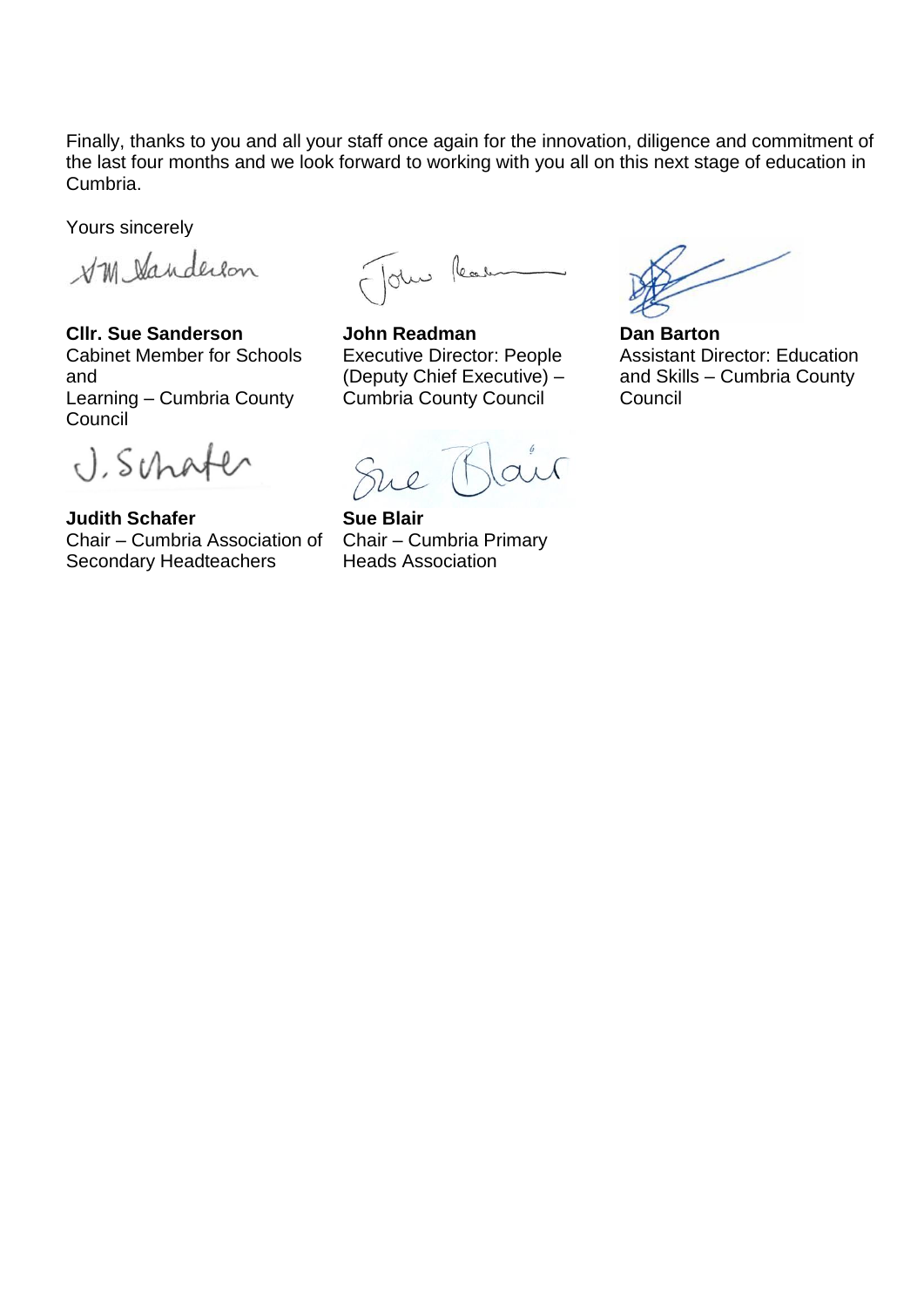Finally, thanks to you and all your staff once again for the innovation, diligence and commitment of the last four months and we look forward to working with you all on this next stage of education in Cumbria.

Yours sincerely

**Cllr. Sue Sanderson**
Cabinet Member for Schools and Learning – Cumbria County Council

**John Readman**
Executive Director: People (Deputy Chief Executive) – Cumbria County Council

**Dan Barton**
Assistant Director: Education and Skills – Cumbria County Council

**Judith Schafer**
Chair – Cumbria Association of Secondary Headteachers

**Sue Blair**
Chair – Cumbria Primary Heads Association